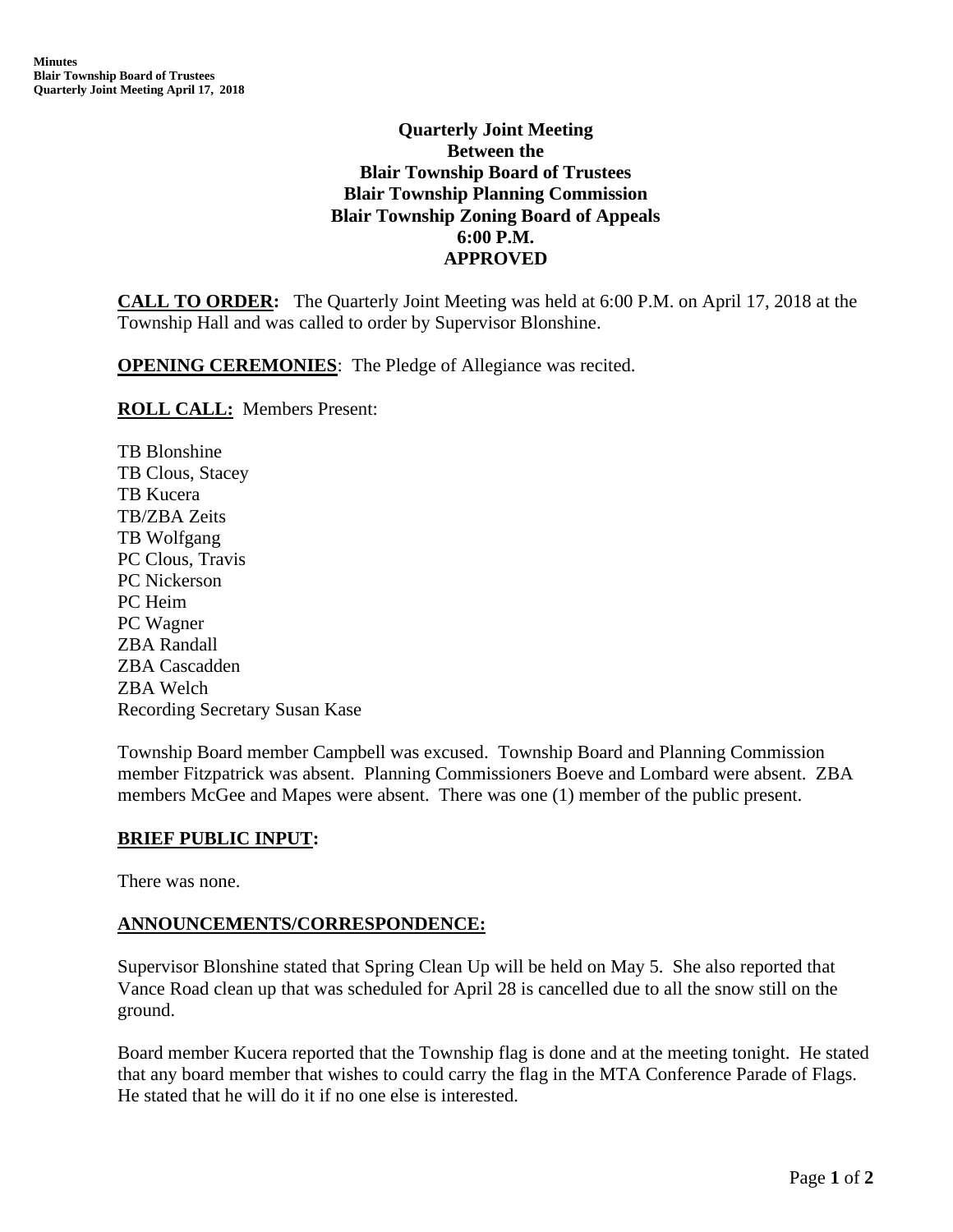# Quarterly Joint Meeting
# Between the
# Blair Township Board of Trustees
# Blair Township Planning Commission
# Blair Township Zoning Board of Appeals
# 6:00 P.M.
# APPROVED

**CALL TO ORDER:** The Quarterly Joint Meeting was held at 6:00 P.M. on April 17, 2018 at the Township Hall and was called to order by Supervisor Blonshine.

**OPENING CEREMONIES**: The Pledge of Allegiance was recited.

**ROLL CALL:** Members Present:

TB Blonshine
TB Clous, Stacey
TB Kucera
TB/ZBA Zeits
TB Wolfgang
PC Clous, Travis
PC Nickerson
PC Heim
PC Wagner
ZBA Randall
ZBA Cascadden
ZBA Welch
Recording Secretary Susan Kase

Township Board member Campbell was excused. Township Board and Planning Commission member Fitzpatrick was absent. Planning Commissioners Boeve and Lombard were absent. ZBA members McGee and Mapes were absent. There was one (1) member of the public present.

**BRIEF PUBLIC INPUT:**

There was none.

**ANNOUNCEMENTS/CORRESPONDENCE:**

Supervisor Blonshine stated that Spring Clean Up will be held on May 5. She also reported that Vance Road clean up that was scheduled for April 28 is cancelled due to all the snow still on the ground.

Board member Kucera reported that the Township flag is done and at the meeting tonight. He stated that any board member that wishes to could carry the flag in the MTA Conference Parade of Flags. He stated that he will do it if no one else is interested.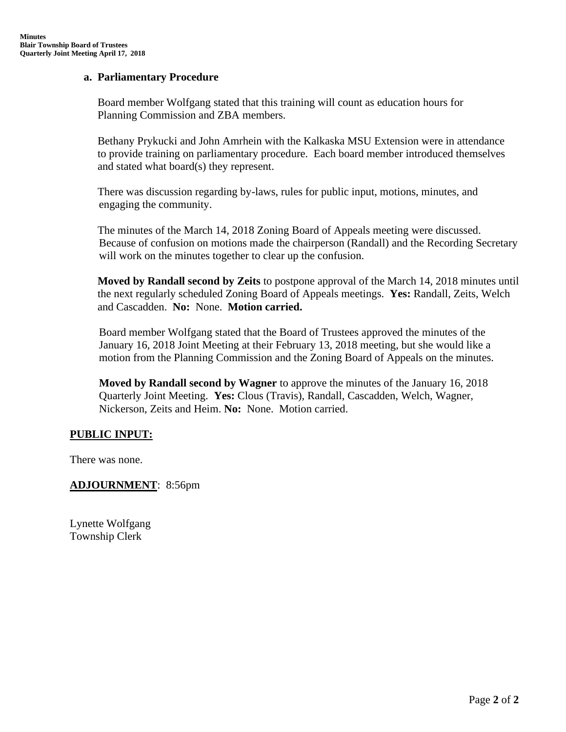**a. Parliamentary Procedure**

Board member Wolfgang stated that this training will count as education hours for Planning Commission and ZBA members.

Bethany Prykucki and John Amrhein with the Kalkaska MSU Extension were in attendance to provide training on parliamentary procedure. Each board member introduced themselves and stated what board(s) they represent.

There was discussion regarding by-laws, rules for public input, motions, minutes, and engaging the community.

The minutes of the March 14, 2018 Zoning Board of Appeals meeting were discussed. Because of confusion on motions made the chairperson (Randall) and the Recording Secretary will work on the minutes together to clear up the confusion.

**Moved by Randall second by Zeits** to postpone approval of the March 14, 2018 minutes until the next regularly scheduled Zoning Board of Appeals meetings. **Yes:** Randall, Zeits, Welch and Cascadden. **No:** None. **Motion carried.**

Board member Wolfgang stated that the Board of Trustees approved the minutes of the January 16, 2018 Joint Meeting at their February 13, 2018 meeting, but she would like a motion from the Planning Commission and the Zoning Board of Appeals on the minutes.

**Moved by Randall second by Wagner** to approve the minutes of the January 16, 2018 Quarterly Joint Meeting. **Yes:** Clous (Travis), Randall, Cascadden, Welch, Wagner, Nickerson, Zeits and Heim. **No:** None. Motion carried.

**PUBLIC INPUT:**

There was none.

**ADJOURNMENT**: 8:56pm

Lynette Wolfgang
Township Clerk